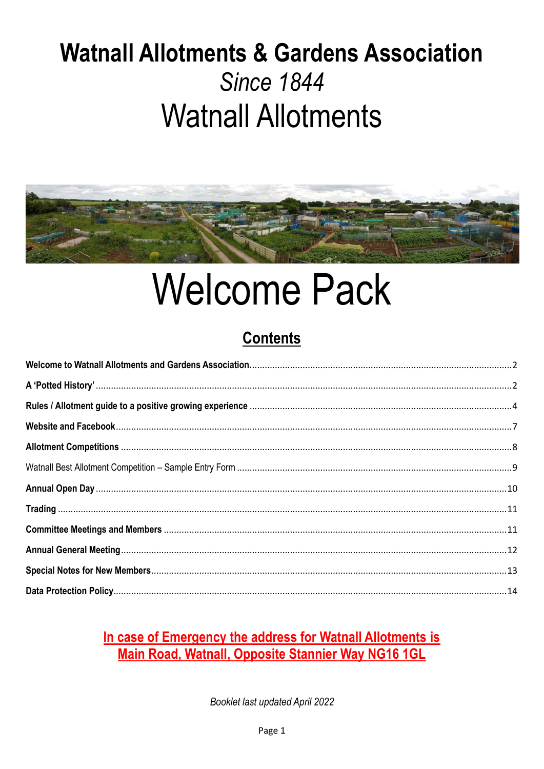# Watnall Allotments & Gardens Association

*Since 1844*

# Watnall Allotments

# Welcome Pack

## Contents

**Welcome to Watnall Allotments and Gardens Association.** .......... 2

**A 'Potted History'** .......... 2

**Rules / Allotment guide to a positive growing experience** .......... 4

**Website and Facebook** .......... 7

**Allotment Competitions** .......... 8

Watnall Best Allotment Competition – Sample Entry Form .......... 9

**Annual Open Day** .......... 10

**Trading** .......... 11

**Committee Meetings and Members** .......... 11

**Annual General Meeting** .......... 12

**Special Notes for New Members** .......... 13

**Data Protection Policy** .......... 14

**In case of Emergency the address for Watnall Allotments is**
**Main Road, Watnall, Opposite Stannier Way NG16 1GL**

*Booklet last updated April 2022*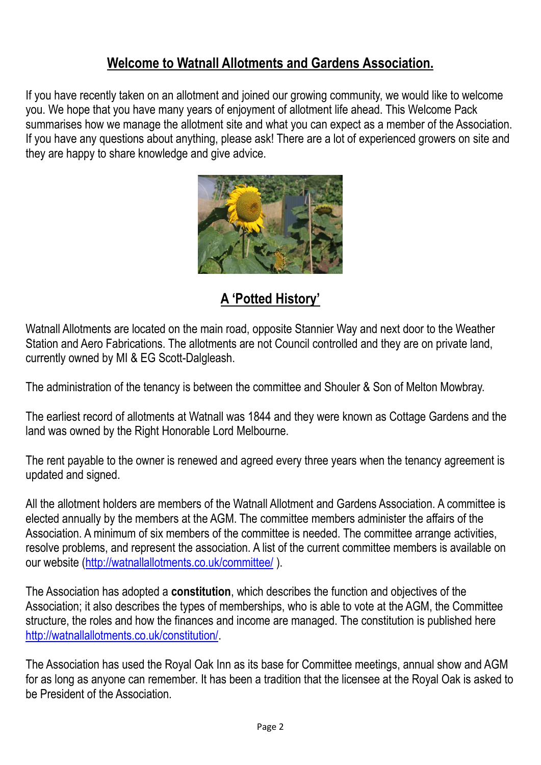## Welcome to Watnall Allotments and Gardens Association.

If you have recently taken on an allotment and joined our growing community, we would like to welcome you. We hope that you have many years of enjoyment of allotment life ahead. This Welcome Pack summarises how we manage the allotment site and what you can expect as a member of the Association. If you have any questions about anything, please ask! There are a lot of experienced growers on site and they are happy to share knowledge and give advice.

## A 'Potted History'

Watnall Allotments are located on the main road, opposite Stannier Way and next door to the Weather Station and Aero Fabrications. The allotments are not Council controlled and they are on private land, currently owned by MI & EG Scott-Dalgleash.

The administration of the tenancy is between the committee and Shouler & Son of Melton Mowbray.

The earliest record of allotments at Watnall was 1844 and they were known as Cottage Gardens and the land was owned by the Right Honorable Lord Melbourne.

The rent payable to the owner is renewed and agreed every three years when the tenancy agreement is updated and signed.

All the allotment holders are members of the Watnall Allotment and Gardens Association. A committee is elected annually by the members at the AGM. The committee members administer the affairs of the Association. A minimum of six members of the committee is needed. The committee arrange activities, resolve problems, and represent the association. A list of the current committee members is available on our website (http://watnallallotments.co.uk/committee/ ).

The Association has adopted a **constitution**, which describes the function and objectives of the Association; it also describes the types of memberships, who is able to vote at the AGM, the Committee structure, the roles and how the finances and income are managed. The constitution is published here http://watnallallotments.co.uk/constitution/.

The Association has used the Royal Oak Inn as its base for Committee meetings, annual show and AGM for as long as anyone can remember. It has been a tradition that the licensee at the Royal Oak is asked to be President of the Association.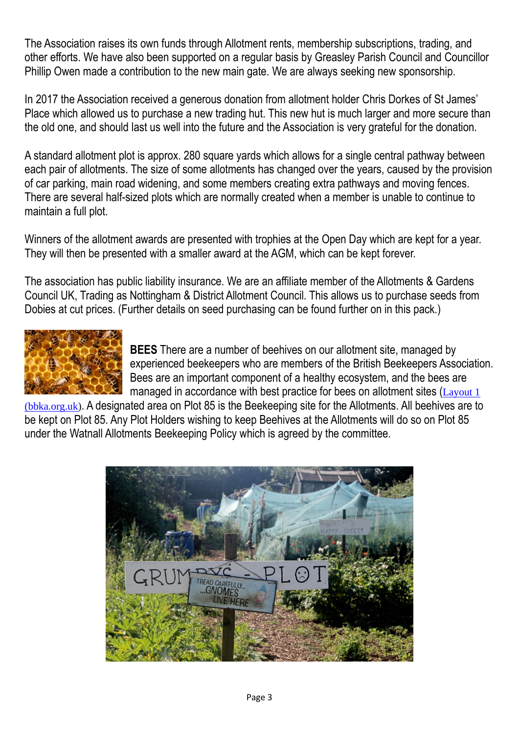The Association raises its own funds through Allotment rents, membership subscriptions, trading, and other efforts. We have also been supported on a regular basis by Greasley Parish Council and Councillor Phillip Owen made a contribution to the new main gate. We are always seeking new sponsorship.

In 2017 the Association received a generous donation from allotment holder Chris Dorkes of St James' Place which allowed us to purchase a new trading hut. This new hut is much larger and more secure than the old one, and should last us well into the future and the Association is very grateful for the donation.

A standard allotment plot is approx. 280 square yards which allows for a single central pathway between each pair of allotments. The size of some allotments has changed over the years, caused by the provision of car parking, main road widening, and some members creating extra pathways and moving fences. There are several half-sized plots which are normally created when a member is unable to continue to maintain a full plot.

Winners of the allotment awards are presented with trophies at the Open Day which are kept for a year. They will then be presented with a smaller award at the AGM, which can be kept forever.

The association has public liability insurance. We are an affiliate member of the Allotments & Gardens Council UK, Trading as Nottingham & District Allotment Council. This allows us to purchase seeds from Dobies at cut prices. (Further details on seed purchasing can be found further on in this pack.)

**BEES** There are a number of beehives on our allotment site, managed by experienced beekeepers who are members of the British Beekeepers Association. Bees are an important component of a healthy ecosystem, and the bees are managed in accordance with best practice for bees on allotment sites (Layout 1 (bbka.org.uk)). A designated area on Plot 85 is the Beekeeping site for the Allotments. All beehives are to be kept on Plot 85. Any Plot Holders wishing to keep Beehives at the Allotments will do so on Plot 85 under the Watnall Allotments Beekeeping Policy which is agreed by the committee.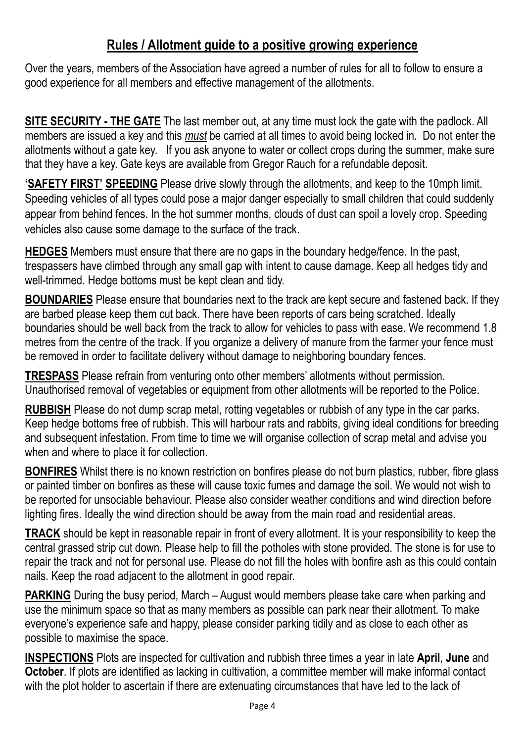## Rules / Allotment guide to a positive growing experience

Over the years, members of the Association have agreed a number of rules for all to follow to ensure a good experience for all members and effective management of the allotments.

**SITE SECURITY - THE GATE** The last member out, at any time must lock the gate with the padlock. All members are issued a key and this ***must*** be carried at all times to avoid being locked in. Do not enter the allotments without a gate key. If you ask anyone to water or collect crops during the summer, make sure that they have a key. Gate keys are available from Gregor Rauch for a refundable deposit.

**'SAFETY FIRST' SPEEDING** Please drive slowly through the allotments, and keep to the 10mph limit. Speeding vehicles of all types could pose a major danger especially to small children that could suddenly appear from behind fences. In the hot summer months, clouds of dust can spoil a lovely crop. Speeding vehicles also cause some damage to the surface of the track.

**HEDGES** Members must ensure that there are no gaps in the boundary hedge/fence. In the past, trespassers have climbed through any small gap with intent to cause damage. Keep all hedges tidy and well-trimmed. Hedge bottoms must be kept clean and tidy.

**BOUNDARIES** Please ensure that boundaries next to the track are kept secure and fastened back. If they are barbed please keep them cut back. There have been reports of cars being scratched. Ideally boundaries should be well back from the track to allow for vehicles to pass with ease. We recommend 1.8 metres from the centre of the track. If you organize a delivery of manure from the farmer your fence must be removed in order to facilitate delivery without damage to neighboring boundary fences.

**TRESPASS** Please refrain from venturing onto other members' allotments without permission. Unauthorised removal of vegetables or equipment from other allotments will be reported to the Police.

**RUBBISH** Please do not dump scrap metal, rotting vegetables or rubbish of any type in the car parks. Keep hedge bottoms free of rubbish. This will harbour rats and rabbits, giving ideal conditions for breeding and subsequent infestation. From time to time we will organise collection of scrap metal and advise you when and where to place it for collection.

**BONFIRES** Whilst there is no known restriction on bonfires please do not burn plastics, rubber, fibre glass or painted timber on bonfires as these will cause toxic fumes and damage the soil. We would not wish to be reported for unsociable behaviour. Please also consider weather conditions and wind direction before lighting fires. Ideally the wind direction should be away from the main road and residential areas.

**TRACK** should be kept in reasonable repair in front of every allotment. It is your responsibility to keep the central grassed strip cut down. Please help to fill the potholes with stone provided. The stone is for use to repair the track and not for personal use. Please do not fill the holes with bonfire ash as this could contain nails. Keep the road adjacent to the allotment in good repair.

**PARKING** During the busy period, March – August would members please take care when parking and use the minimum space so that as many members as possible can park near their allotment. To make everyone's experience safe and happy, please consider parking tidily and as close to each other as possible to maximise the space.

**INSPECTIONS** Plots are inspected for cultivation and rubbish three times a year in late **April**, **June** and **October**. If plots are identified as lacking in cultivation, a committee member will make informal contact with the plot holder to ascertain if there are extenuating circumstances that have led to the lack of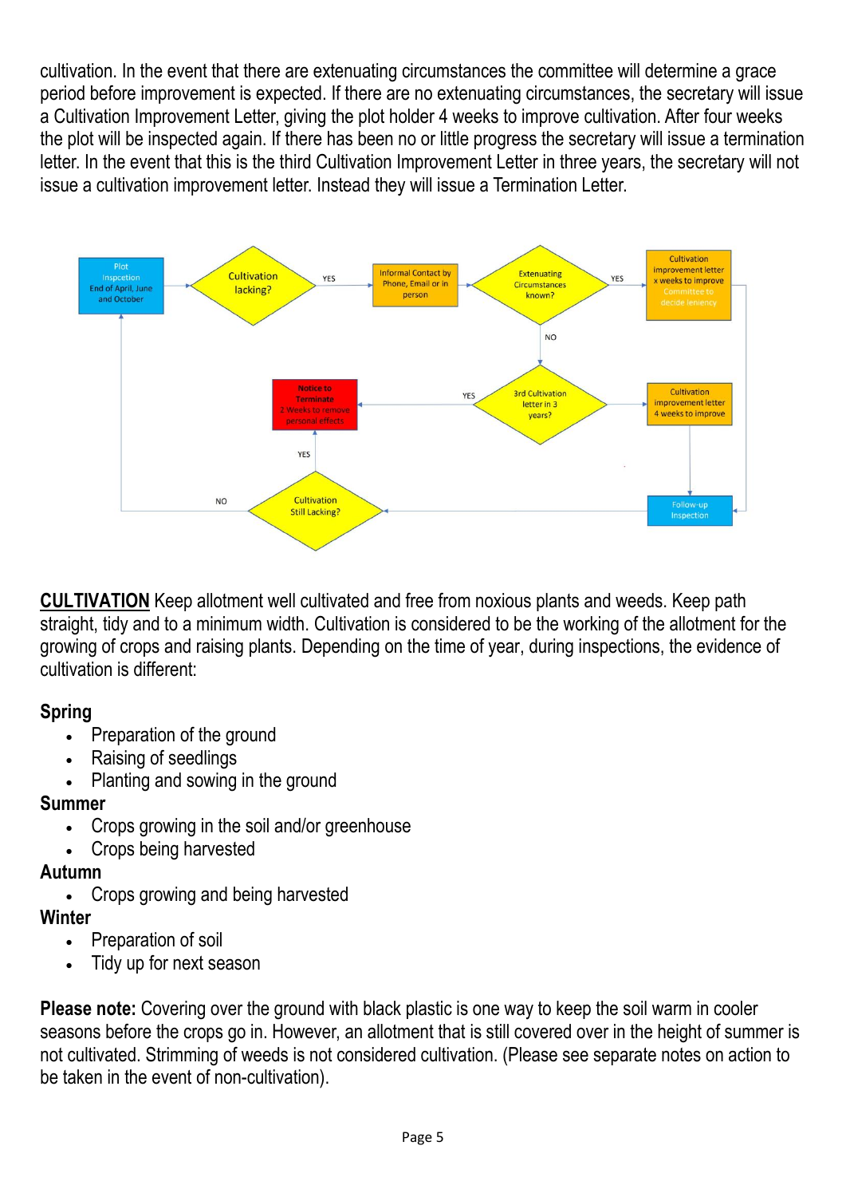cultivation. In the event that there are extenuating circumstances the committee will determine a grace period before improvement is expected. If there are no extenuating circumstances, the secretary will issue a Cultivation Improvement Letter, giving the plot holder 4 weeks to improve cultivation. After four weeks the plot will be inspected again. If there has been no or little progress the secretary will issue a termination letter. In the event that this is the third Cultivation Improvement Letter in three years, the secretary will not issue a cultivation improvement letter. Instead they will issue a Termination Letter.

- Plot Inspection End of April, June and October → Cultivation lacking?
- Cultivation lacking? — YES → Informal Contact by Phone, Email or in person → Extenuating Circumstances known?
- Extenuating Circumstances known? — YES → Cultivation improvement letter x weeks to improve (Committee to decide leniency) → Follow-up Inspection
- Extenuating Circumstances known? — NO → 3rd Cultivation letter in 3 years?
- 3rd Cultivation letter in 3 years? — YES → Notice to Terminate (2 Weeks to remove personal effects)
- 3rd Cultivation letter in 3 years? — NO → Cultivation improvement letter 4 weeks to improve → Follow-up Inspection
- Follow-up Inspection → Cultivation Still Lacking?
- Cultivation Still Lacking? — YES → Notice to Terminate
- Cultivation Still Lacking? — NO → Plot Inspection

**CULTIVATION** Keep allotment well cultivated and free from noxious plants and weeds. Keep path straight, tidy and to a minimum width. Cultivation is considered to be the working of the allotment for the growing of crops and raising plants. Depending on the time of year, during inspections, the evidence of cultivation is different:

**Spring**
- Preparation of the ground
- Raising of seedlings
- Planting and sowing in the ground

**Summer**
- Crops growing in the soil and/or greenhouse
- Crops being harvested

**Autumn**
- Crops growing and being harvested

**Winter**
- Preparation of soil
- Tidy up for next season

**Please note:** Covering over the ground with black plastic is one way to keep the soil warm in cooler seasons before the crops go in. However, an allotment that is still covered over in the height of summer is not cultivated. Strimming of weeds is not considered cultivation. (Please see separate notes on action to be taken in the event of non-cultivation).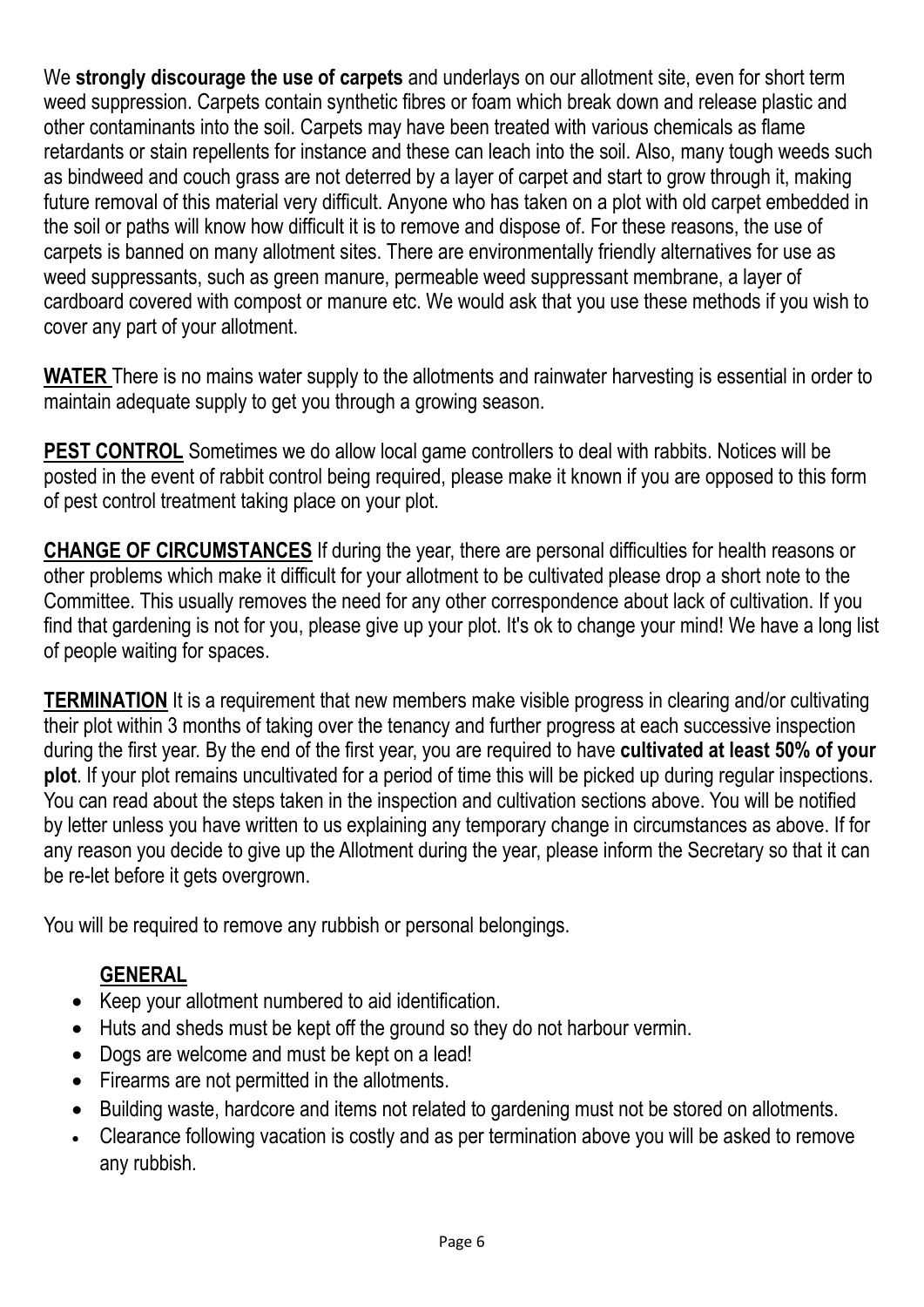We **strongly discourage the use of carpets** and underlays on our allotment site, even for short term weed suppression. Carpets contain synthetic fibres or foam which break down and release plastic and other contaminants into the soil. Carpets may have been treated with various chemicals as flame retardants or stain repellents for instance and these can leach into the soil. Also, many tough weeds such as bindweed and couch grass are not deterred by a layer of carpet and start to grow through it, making future removal of this material very difficult. Anyone who has taken on a plot with old carpet embedded in the soil or paths will know how difficult it is to remove and dispose of. For these reasons, the use of carpets is banned on many allotment sites. There are environmentally friendly alternatives for use as weed suppressants, such as green manure, permeable weed suppressant membrane, a layer of cardboard covered with compost or manure etc. We would ask that you use these methods if you wish to cover any part of your allotment.

**WATER** There is no mains water supply to the allotments and rainwater harvesting is essential in order to maintain adequate supply to get you through a growing season.

**PEST CONTROL** Sometimes we do allow local game controllers to deal with rabbits. Notices will be posted in the event of rabbit control being required, please make it known if you are opposed to this form of pest control treatment taking place on your plot.

**CHANGE OF CIRCUMSTANCES** If during the year, there are personal difficulties for health reasons or other problems which make it difficult for your allotment to be cultivated please drop a short note to the Committee. This usually removes the need for any other correspondence about lack of cultivation. If you find that gardening is not for you, please give up your plot. It's ok to change your mind! We have a long list of people waiting for spaces.

**TERMINATION** It is a requirement that new members make visible progress in clearing and/or cultivating their plot within 3 months of taking over the tenancy and further progress at each successive inspection during the first year. By the end of the first year, you are required to have **cultivated at least 50% of your plot**. If your plot remains uncultivated for a period of time this will be picked up during regular inspections. You can read about the steps taken in the inspection and cultivation sections above. You will be notified by letter unless you have written to us explaining any temporary change in circumstances as above. If for any reason you decide to give up the Allotment during the year, please inform the Secretary so that it can be re-let before it gets overgrown.

You will be required to remove any rubbish or personal belongings.

**GENERAL**

- Keep your allotment numbered to aid identification.
- Huts and sheds must be kept off the ground so they do not harbour vermin.
- Dogs are welcome and must be kept on a lead!
- Firearms are not permitted in the allotments.
- Building waste, hardcore and items not related to gardening must not be stored on allotments.
- Clearance following vacation is costly and as per termination above you will be asked to remove any rubbish.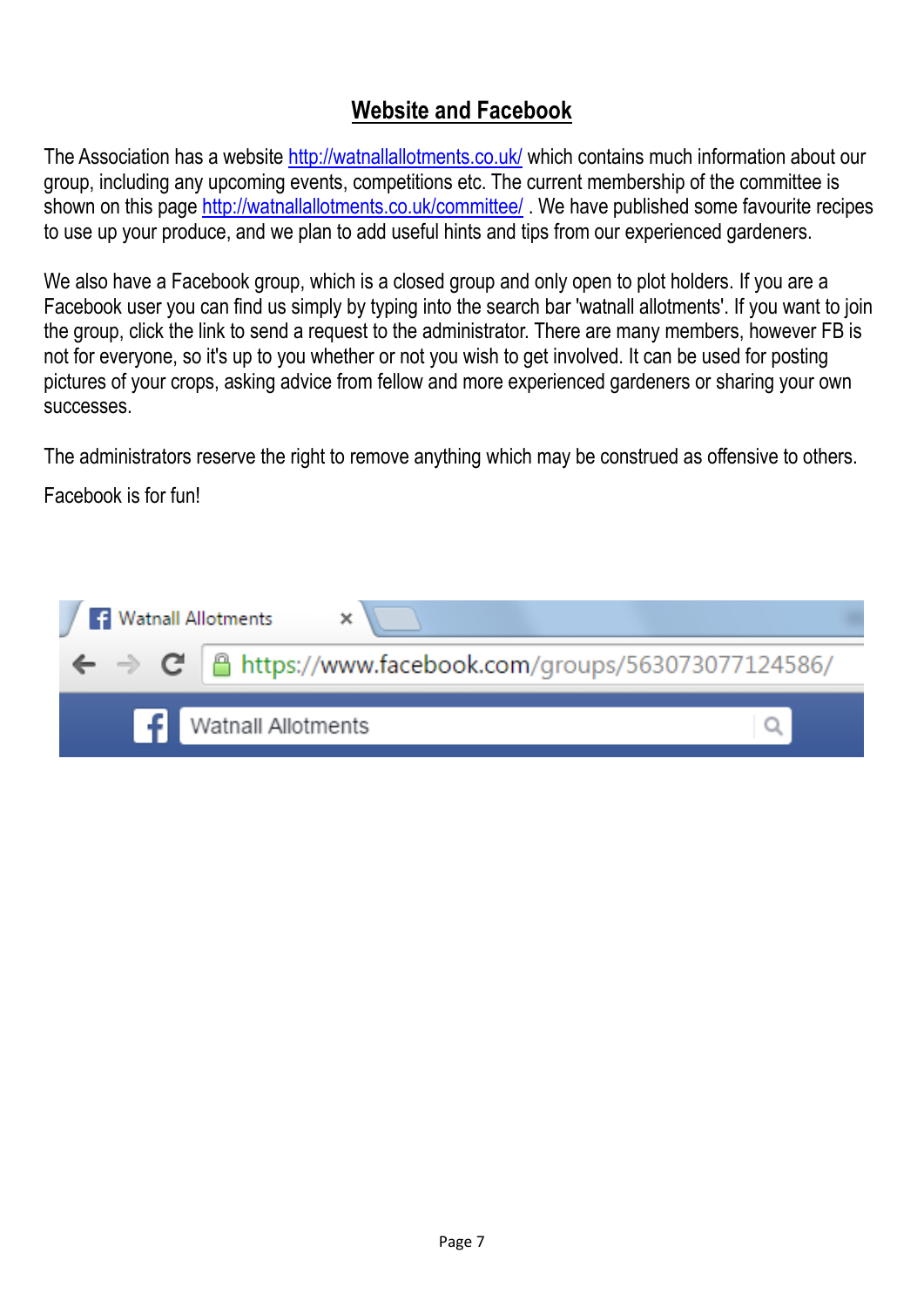## Website and Facebook

The Association has a website http://watnallallotments.co.uk/ which contains much information about our group, including any upcoming events, competitions etc. The current membership of the committee is shown on this page http://watnallallotments.co.uk/committee/ . We have published some favourite recipes to use up your produce, and we plan to add useful hints and tips from our experienced gardeners.

We also have a Facebook group, which is a closed group and only open to plot holders. If you are a Facebook user you can find us simply by typing into the search bar 'watnall allotments'. If you want to join the group, click the link to send a request to the administrator. There are many members, however FB is not for everyone, so it's up to you whether or not you wish to get involved. It can be used for posting pictures of your crops, asking advice from fellow and more experienced gardeners or sharing your own successes.

The administrators reserve the right to remove anything which may be construed as offensive to others.

Facebook is for fun!

Watnall Allotments

https://www.facebook.com/groups/563073077124586/

Watnall Allotments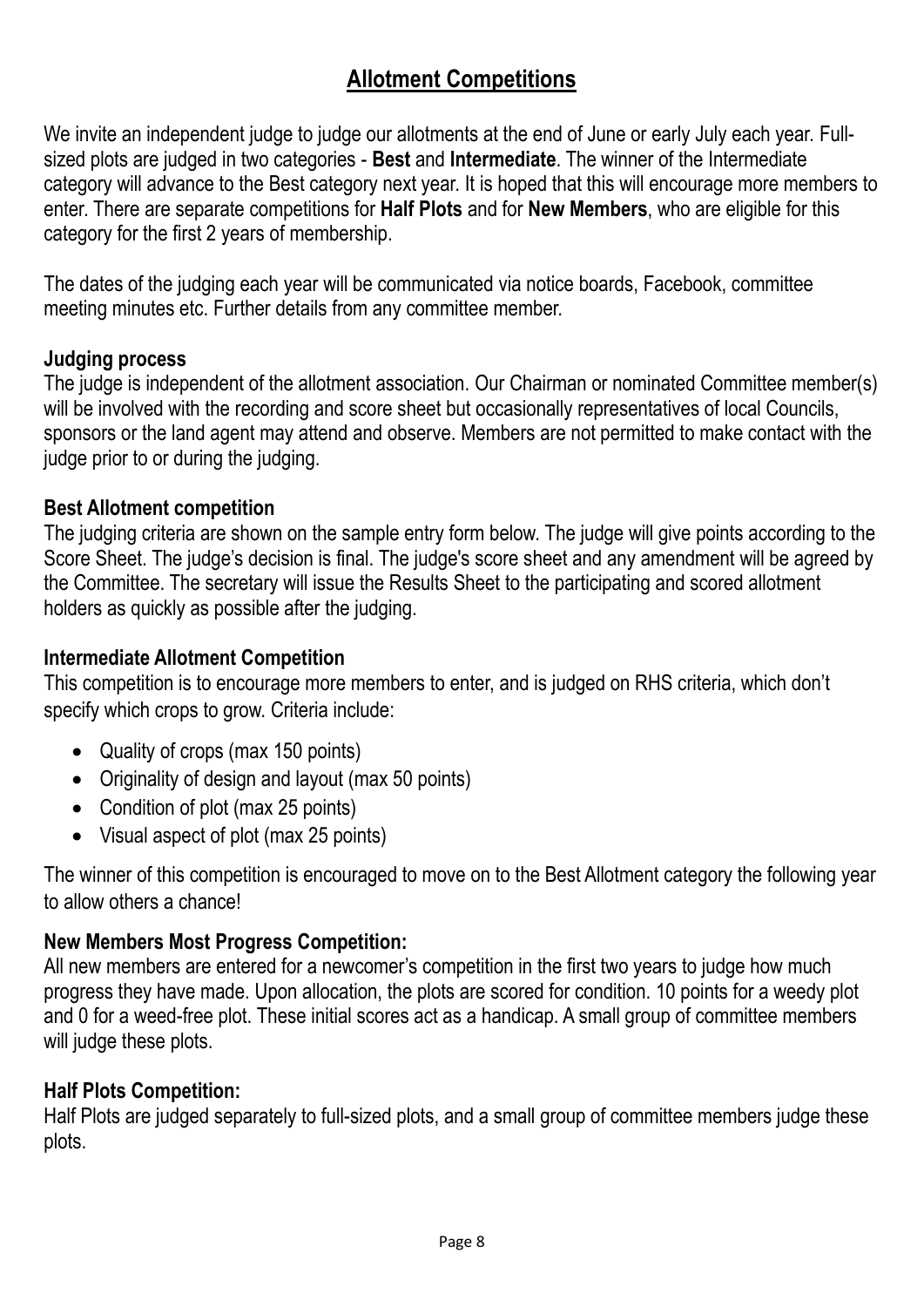# Allotment Competitions

We invite an independent judge to judge our allotments at the end of June or early July each year. Full-sized plots are judged in two categories - **Best** and **Intermediate**. The winner of the Intermediate category will advance to the Best category next year. It is hoped that this will encourage more members to enter. There are separate competitions for **Half Plots** and for **New Members**, who are eligible for this category for the first 2 years of membership.

The dates of the judging each year will be communicated via notice boards, Facebook, committee meeting minutes etc. Further details from any committee member.

### Judging process

The judge is independent of the allotment association. Our Chairman or nominated Committee member(s) will be involved with the recording and score sheet but occasionally representatives of local Councils, sponsors or the land agent may attend and observe. Members are not permitted to make contact with the judge prior to or during the judging.

### Best Allotment competition

The judging criteria are shown on the sample entry form below. The judge will give points according to the Score Sheet. The judge's decision is final. The judge's score sheet and any amendment will be agreed by the Committee. The secretary will issue the Results Sheet to the participating and scored allotment holders as quickly as possible after the judging.

### Intermediate Allotment Competition

This competition is to encourage more members to enter, and is judged on RHS criteria, which don't specify which crops to grow. Criteria include:

- Quality of crops (max 150 points)
- Originality of design and layout (max 50 points)
- Condition of plot (max 25 points)
- Visual aspect of plot (max 25 points)

The winner of this competition is encouraged to move on to the Best Allotment category the following year to allow others a chance!

### New Members Most Progress Competition:

All new members are entered for a newcomer's competition in the first two years to judge how much progress they have made. Upon allocation, the plots are scored for condition. 10 points for a weedy plot and 0 for a weed-free plot. These initial scores act as a handicap. A small group of committee members will judge these plots.

### Half Plots Competition:

Half Plots are judged separately to full-sized plots, and a small group of committee members judge these plots.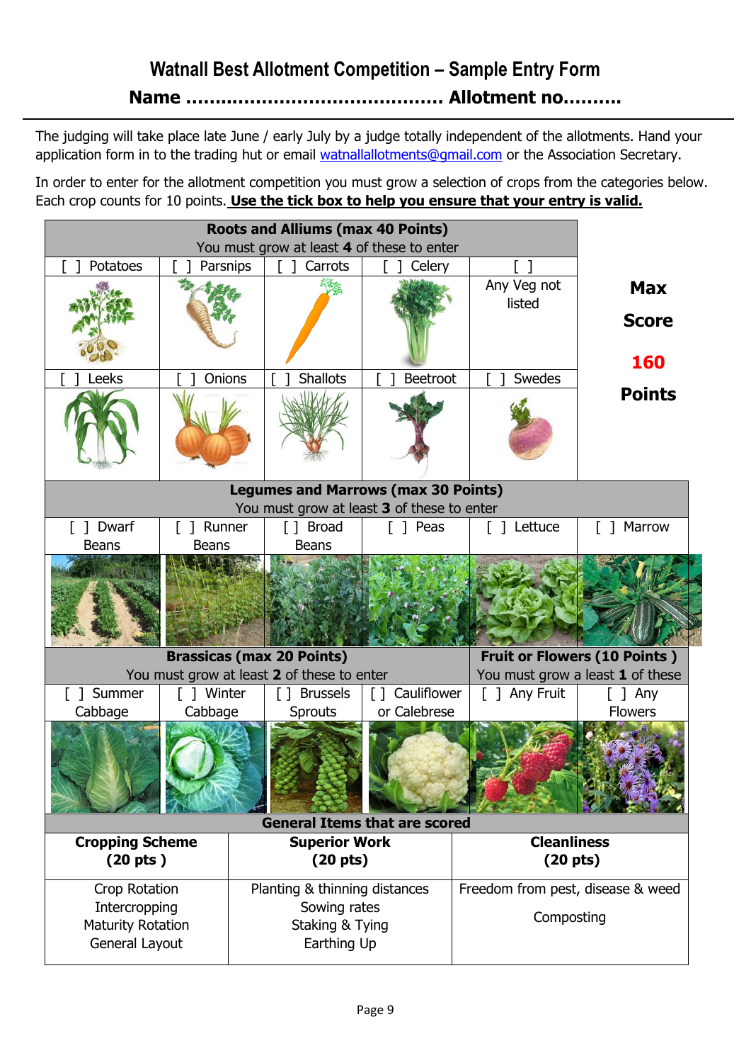# Watnall Best Allotment Competition – Sample Entry Form

**Name ......................................... Allotment no..........**

The judging will take place late June / early July by a judge totally independent of the allotments. Hand your application form in to the trading hut or email watnallallotments@gmail.com or the Association Secretary.

In order to enter for the allotment competition you must grow a selection of crops from the categories below. Each crop counts for 10 points. **Use the tick box to help you ensure that your entry is valid.**

**Max Score 160 Points**

| **Roots and Alliums (max 40 Points)** You must grow at least **4** of these to enter | | | | |
|---|---|---|---|---|
| [ ] Potatoes | [ ] Parsnips | [ ] Carrots | [ ] Celery | [ ] Any Veg not listed |
| [ ] Leeks | [ ] Onions | [ ] Shallots | [ ] Beetroot | [ ] Swedes |

| **Legumes and Marrows (max 30 Points)** You must grow at least **3** of these to enter | | | | | |
|---|---|---|---|---|---|
| [ ] Dwarf Beans | [ ] Runner Beans | [ ] Broad Beans | [ ] Peas | [ ] Lettuce | [ ] Marrow |

| **Brassicas (max 20 Points)** You must grow at least **2** of these to enter | | | | **Fruit or Flowers (10 Points )** You must grow a least **1** of these | |
|---|---|---|---|---|---|
| [ ] Summer Cabbage | [ ] Winter Cabbage | [ ] Brussels Sprouts | [ ] Cauliflower or Calebrese | [ ] Any Fruit | [ ] Any Flowers |

| **General Items that are scored** | | |
|---|---|---|
| **Cropping Scheme (20 pts )** | **Superior Work (20 pts)** | **Cleanliness (20 pts)** |
| Crop Rotation<br>Intercropping<br>Maturity Rotation<br>General Layout | Planting & thinning distances<br>Sowing rates<br>Staking & Tying<br>Earthing Up | Freedom from pest, disease & weed<br>Composting |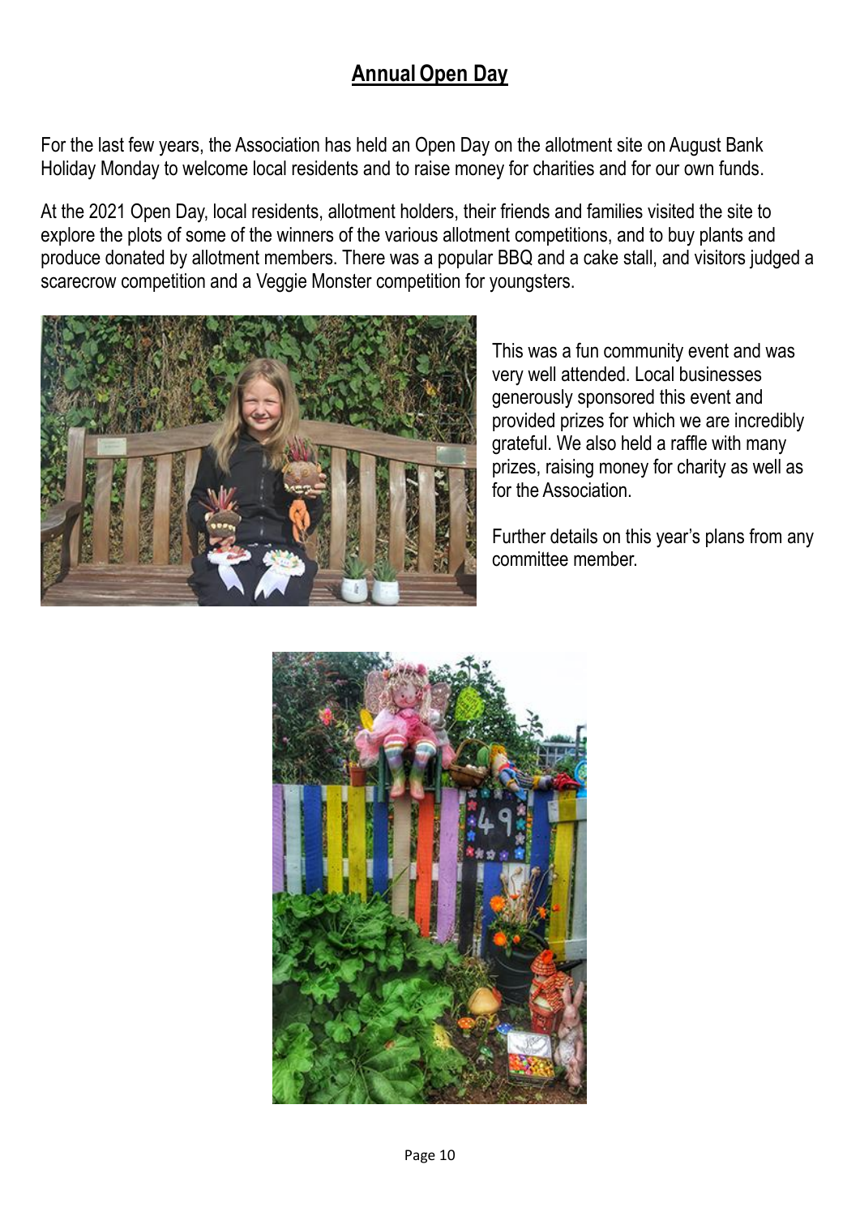## Annual Open Day

For the last few years, the Association has held an Open Day on the allotment site on August Bank Holiday Monday to welcome local residents and to raise money for charities and for our own funds.

At the 2021 Open Day, local residents, allotment holders, their friends and families visited the site to explore the plots of some of the winners of the various allotment competitions, and to buy plants and produce donated by allotment members. There was a popular BBQ and a cake stall, and visitors judged a scarecrow competition and a Veggie Monster competition for youngsters.

This was a fun community event and was very well attended. Local businesses generously sponsored this event and provided prizes for which we are incredibly grateful. We also held a raffle with many prizes, raising money for charity as well as for the Association.

Further details on this year's plans from any committee member.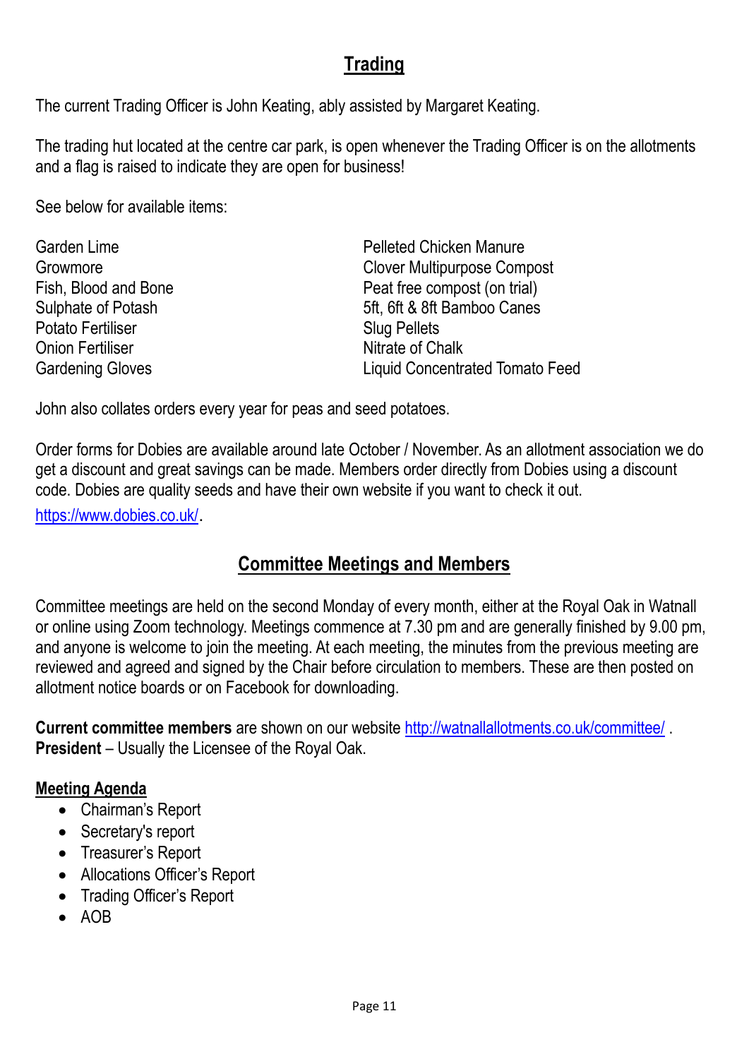## Trading

The current Trading Officer is John Keating, ably assisted by Margaret Keating.

The trading hut located at the centre car park, is open whenever the Trading Officer is on the allotments and a flag is raised to indicate they are open for business!

See below for available items:

- Garden Lime
- Growmore
- Fish, Blood and Bone
- Sulphate of Potash
- Potato Fertiliser
- Onion Fertiliser
- Gardening Gloves
- Pelleted Chicken Manure
- Clover Multipurpose Compost
- Peat free compost (on trial)
- 5ft, 6ft & 8ft Bamboo Canes
- Slug Pellets
- Nitrate of Chalk
- Liquid Concentrated Tomato Feed

John also collates orders every year for peas and seed potatoes.

Order forms for Dobies are available around late October / November. As an allotment association we do get a discount and great savings can be made. Members order directly from Dobies using a discount code. Dobies are quality seeds and have their own website if you want to check it out.

https://www.dobies.co.uk/.

## Committee Meetings and Members

Committee meetings are held on the second Monday of every month, either at the Royal Oak in Watnall or online using Zoom technology. Meetings commence at 7.30 pm and are generally finished by 9.00 pm, and anyone is welcome to join the meeting. At each meeting, the minutes from the previous meeting are reviewed and agreed and signed by the Chair before circulation to members. These are then posted on allotment notice boards or on Facebook for downloading.

**Current committee members** are shown on our website http://watnallallotments.co.uk/committee/ .
**President** – Usually the Licensee of the Royal Oak.

### Meeting Agenda

- Chairman's Report
- Secretary's report
- Treasurer's Report
- Allocations Officer's Report
- Trading Officer's Report
- AOB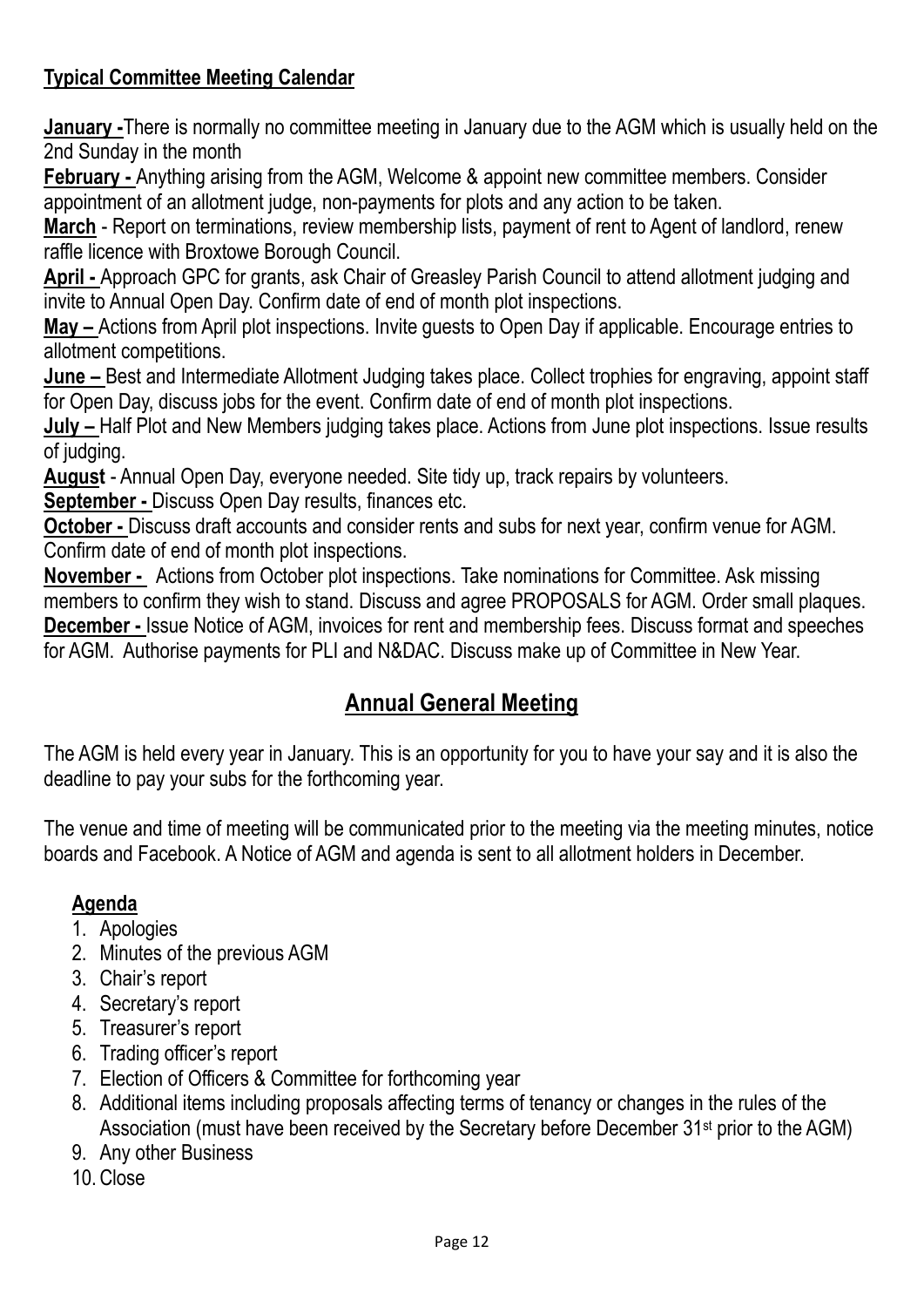**Typical Committee Meeting Calendar**

**January -** There is normally no committee meeting in January due to the AGM which is usually held on the 2nd Sunday in the month

**February -** Anything arising from the AGM, Welcome & appoint new committee members. Consider appointment of an allotment judge, non-payments for plots and any action to be taken.

**March** - Report on terminations, review membership lists, payment of rent to Agent of landlord, renew raffle licence with Broxtowe Borough Council.

**April -** Approach GPC for grants, ask Chair of Greasley Parish Council to attend allotment judging and invite to Annual Open Day. Confirm date of end of month plot inspections.

**May –** Actions from April plot inspections. Invite guests to Open Day if applicable. Encourage entries to allotment competitions.

**June –** Best and Intermediate Allotment Judging takes place. Collect trophies for engraving, appoint staff for Open Day, discuss jobs for the event. Confirm date of end of month plot inspections.

**July –** Half Plot and New Members judging takes place. Actions from June plot inspections. Issue results of judging.

**August** - Annual Open Day, everyone needed. Site tidy up, track repairs by volunteers.

**September -** Discuss Open Day results, finances etc.

**October -** Discuss draft accounts and consider rents and subs for next year, confirm venue for AGM. Confirm date of end of month plot inspections.

**November -** Actions from October plot inspections. Take nominations for Committee. Ask missing members to confirm they wish to stand. Discuss and agree PROPOSALS for AGM. Order small plaques.

**December -** Issue Notice of AGM, invoices for rent and membership fees. Discuss format and speeches for AGM. Authorise payments for PLI and N&DAC. Discuss make up of Committee in New Year.

## Annual General Meeting

The AGM is held every year in January. This is an opportunity for you to have your say and it is also the deadline to pay your subs for the forthcoming year.

The venue and time of meeting will be communicated prior to the meeting via the meeting minutes, notice boards and Facebook. A Notice of AGM and agenda is sent to all allotment holders in December.

**Agenda**

1. Apologies
2. Minutes of the previous AGM
3. Chair's report
4. Secretary's report
5. Treasurer's report
6. Trading officer's report
7. Election of Officers & Committee for forthcoming year
8. Additional items including proposals affecting terms of tenancy or changes in the rules of the Association (must have been received by the Secretary before December 31st prior to the AGM)
9. Any other Business
10. Close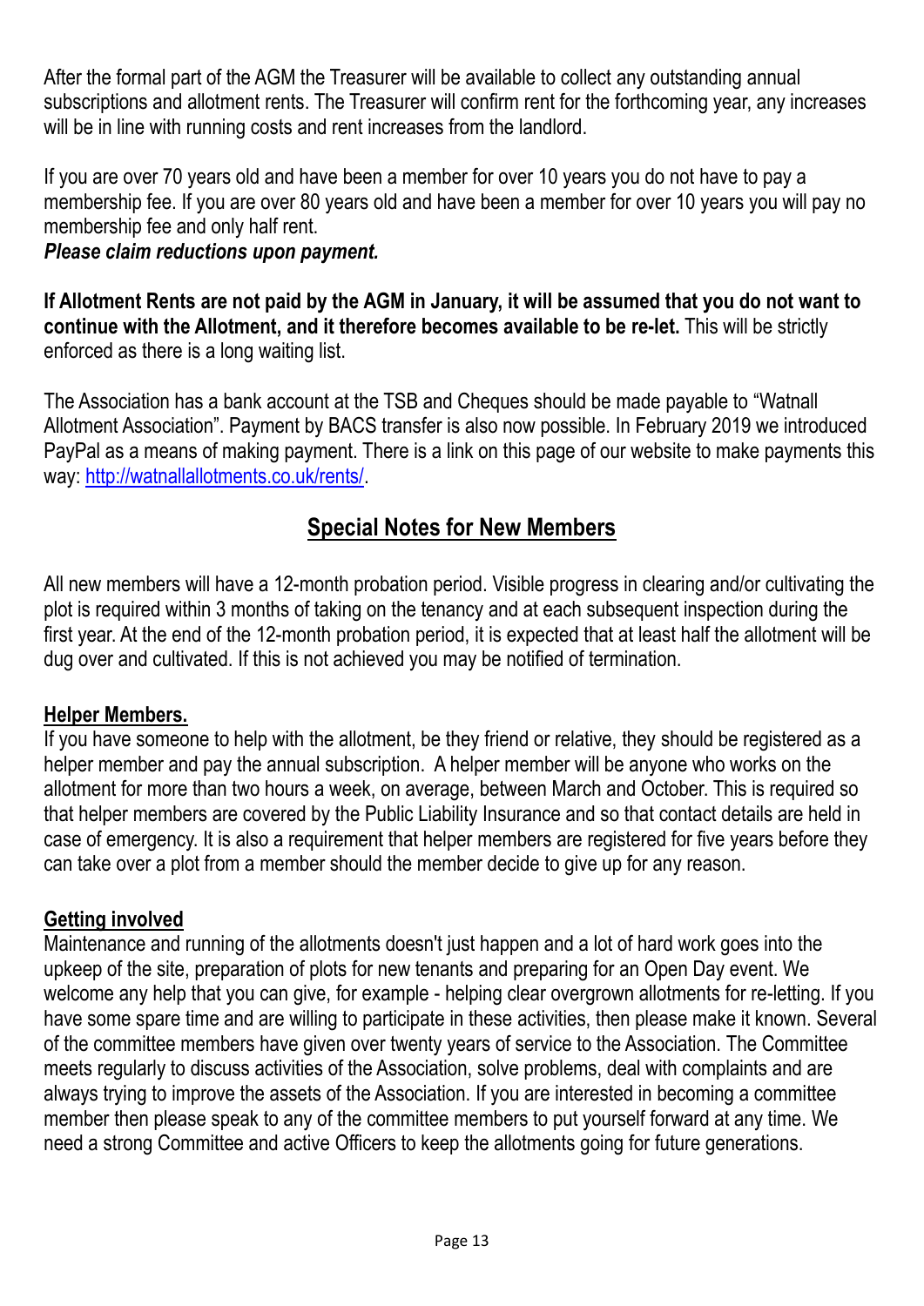After the formal part of the AGM the Treasurer will be available to collect any outstanding annual subscriptions and allotment rents. The Treasurer will confirm rent for the forthcoming year, any increases will be in line with running costs and rent increases from the landlord.

If you are over 70 years old and have been a member for over 10 years you do not have to pay a membership fee. If you are over 80 years old and have been a member for over 10 years you will pay no membership fee and only half rent.

***Please claim reductions upon payment.***

**If Allotment Rents are not paid by the AGM in January, it will be assumed that you do not want to continue with the Allotment, and it therefore becomes available to be re-let.** This will be strictly enforced as there is a long waiting list.

The Association has a bank account at the TSB and Cheques should be made payable to "Watnall Allotment Association". Payment by BACS transfer is also now possible. In February 2019 we introduced PayPal as a means of making payment. There is a link on this page of our website to make payments this way: [http://watnallallotments.co.uk/rents/](http://watnallallotments.co.uk/rents/).

## Special Notes for New Members

All new members will have a 12-month probation period. Visible progress in clearing and/or cultivating the plot is required within 3 months of taking on the tenancy and at each subsequent inspection during the first year. At the end of the 12-month probation period, it is expected that at least half the allotment will be dug over and cultivated. If this is not achieved you may be notified of termination.

### Helper Members.

If you have someone to help with the allotment, be they friend or relative, they should be registered as a helper member and pay the annual subscription. A helper member will be anyone who works on the allotment for more than two hours a week, on average, between March and October. This is required so that helper members are covered by the Public Liability Insurance and so that contact details are held in case of emergency. It is also a requirement that helper members are registered for five years before they can take over a plot from a member should the member decide to give up for any reason.

### Getting involved

Maintenance and running of the allotments doesn't just happen and a lot of hard work goes into the upkeep of the site, preparation of plots for new tenants and preparing for an Open Day event. We welcome any help that you can give, for example - helping clear overgrown allotments for re-letting. If you have some spare time and are willing to participate in these activities, then please make it known. Several of the committee members have given over twenty years of service to the Association. The Committee meets regularly to discuss activities of the Association, solve problems, deal with complaints and are always trying to improve the assets of the Association. If you are interested in becoming a committee member then please speak to any of the committee members to put yourself forward at any time. We need a strong Committee and active Officers to keep the allotments going for future generations.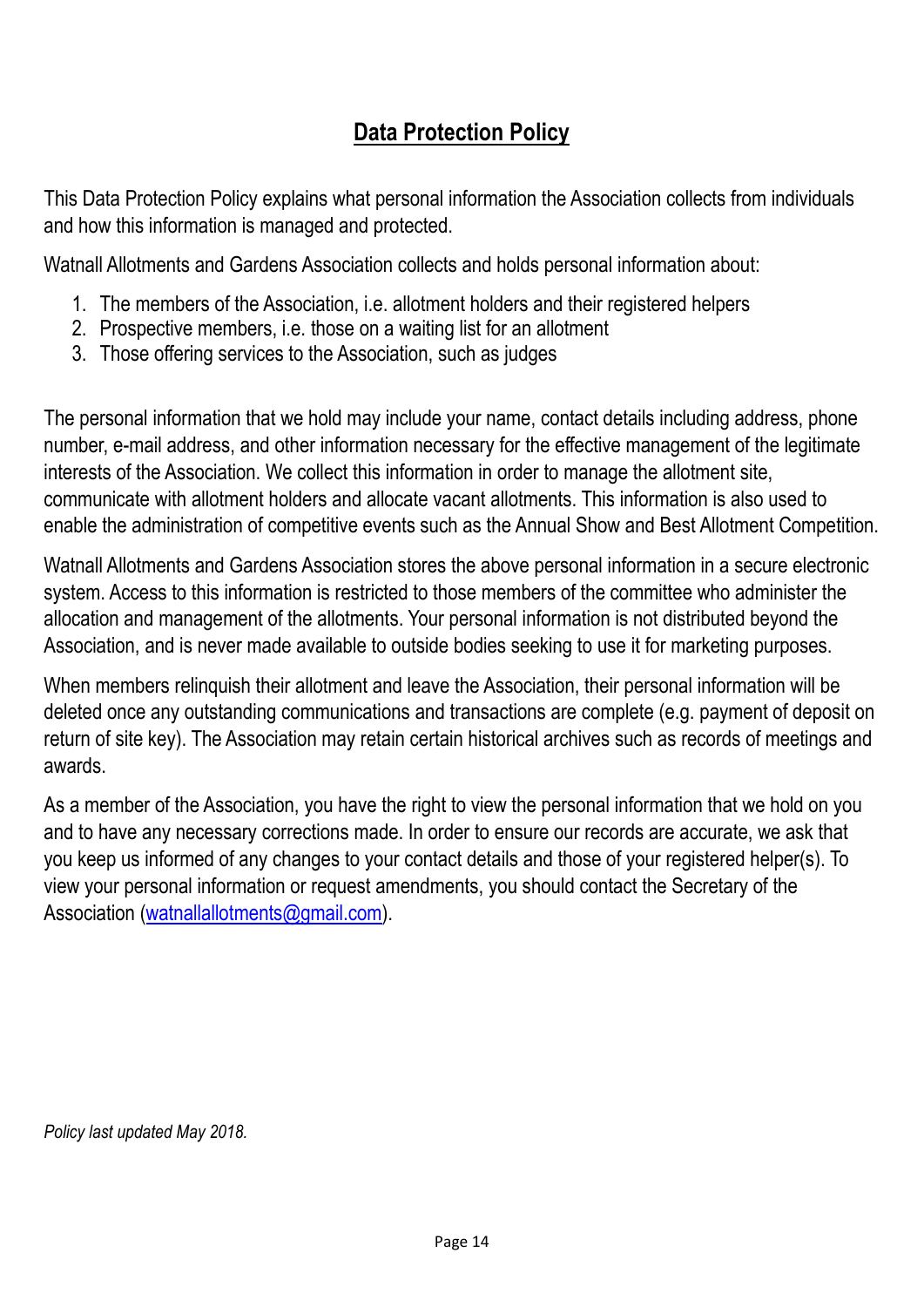# Data Protection Policy

This Data Protection Policy explains what personal information the Association collects from individuals and how this information is managed and protected.

Watnall Allotments and Gardens Association collects and holds personal information about:

1. The members of the Association, i.e. allotment holders and their registered helpers
2. Prospective members, i.e. those on a waiting list for an allotment
3. Those offering services to the Association, such as judges

The personal information that we hold may include your name, contact details including address, phone number, e-mail address, and other information necessary for the effective management of the legitimate interests of the Association. We collect this information in order to manage the allotment site, communicate with allotment holders and allocate vacant allotments. This information is also used to enable the administration of competitive events such as the Annual Show and Best Allotment Competition.

Watnall Allotments and Gardens Association stores the above personal information in a secure electronic system. Access to this information is restricted to those members of the committee who administer the allocation and management of the allotments. Your personal information is not distributed beyond the Association, and is never made available to outside bodies seeking to use it for marketing purposes.

When members relinquish their allotment and leave the Association, their personal information will be deleted once any outstanding communications and transactions are complete (e.g. payment of deposit on return of site key). The Association may retain certain historical archives such as records of meetings and awards.

As a member of the Association, you have the right to view the personal information that we hold on you and to have any necessary corrections made. In order to ensure our records are accurate, we ask that you keep us informed of any changes to your contact details and those of your registered helper(s). To view your personal information or request amendments, you should contact the Secretary of the Association (watnallallotments@gmail.com).

*Policy last updated May 2018.*